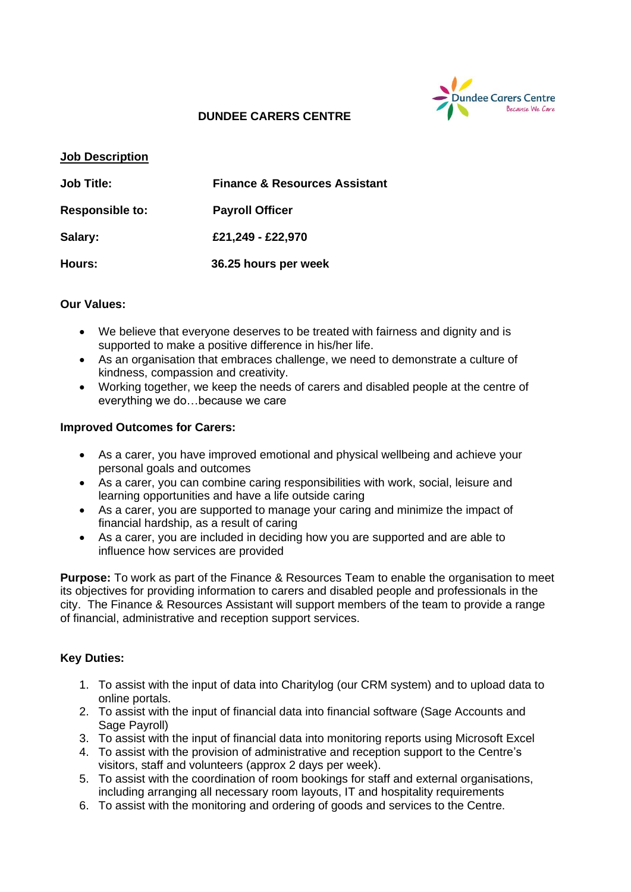# DUNDEE CARERS CENTRE

## Job Description

| | |
|---|---|
| **Job Title:** | **Finance & Resources Assistant** |
| **Responsible to:** | **Payroll Officer** |
| **Salary:** | **£21,249 - £22,970** |
| **Hours:** | **36.25 hours per week** |

**Our Values:**

- We believe that everyone deserves to be treated with fairness and dignity and is supported to make a positive difference in his/her life.
- As an organisation that embraces challenge, we need to demonstrate a culture of kindness, compassion and creativity.
- Working together, we keep the needs of carers and disabled people at the centre of everything we do…because we care

**Improved Outcomes for Carers:**

- As a carer, you have improved emotional and physical wellbeing and achieve your personal goals and outcomes
- As a carer, you can combine caring responsibilities with work, social, leisure and learning opportunities and have a life outside caring
- As a carer, you are supported to manage your caring and minimize the impact of financial hardship, as a result of caring
- As a carer, you are included in deciding how you are supported and are able to influence how services are provided

**Purpose:** To work as part of the Finance & Resources Team to enable the organisation to meet its objectives for providing information to carers and disabled people and professionals in the city. The Finance & Resources Assistant will support members of the team to provide a range of financial, administrative and reception support services.

**Key Duties:**

1. To assist with the input of data into Charitylog (our CRM system) and to upload data to online portals.
2. To assist with the input of financial data into financial software (Sage Accounts and Sage Payroll)
3. To assist with the input of financial data into monitoring reports using Microsoft Excel
4. To assist with the provision of administrative and reception support to the Centre's visitors, staff and volunteers (approx 2 days per week).
5. To assist with the coordination of room bookings for staff and external organisations, including arranging all necessary room layouts, IT and hospitality requirements
6. To assist with the monitoring and ordering of goods and services to the Centre.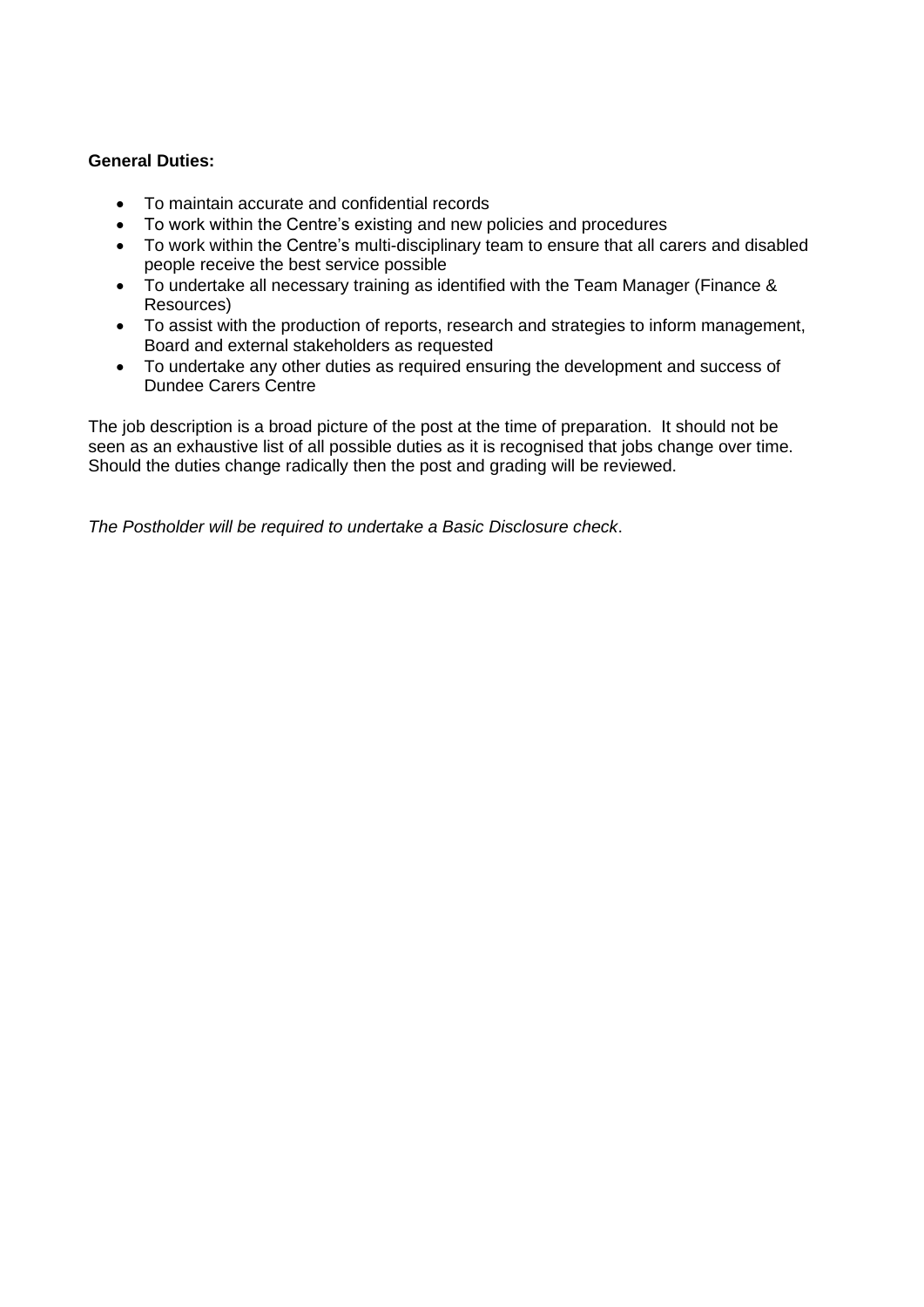**General Duties:**

- To maintain accurate and confidential records
- To work within the Centre's existing and new policies and procedures
- To work within the Centre's multi-disciplinary team to ensure that all carers and disabled people receive the best service possible
- To undertake all necessary training as identified with the Team Manager (Finance & Resources)
- To assist with the production of reports, research and strategies to inform management, Board and external stakeholders as requested
- To undertake any other duties as required ensuring the development and success of Dundee Carers Centre

The job description is a broad picture of the post at the time of preparation. It should not be seen as an exhaustive list of all possible duties as it is recognised that jobs change over time. Should the duties change radically then the post and grading will be reviewed.

*The Postholder will be required to undertake a Basic Disclosure check*.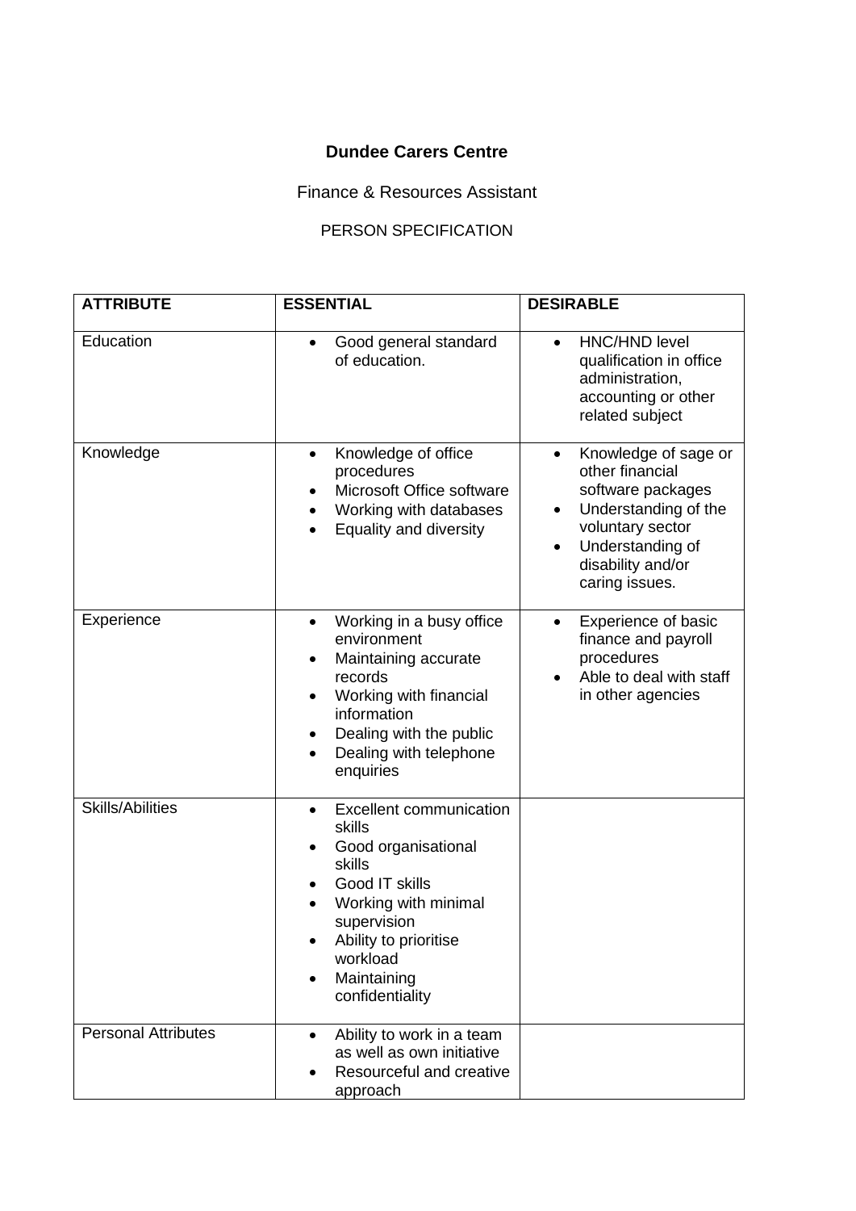**Dundee Carers Centre**

Finance & Resources Assistant

PERSON SPECIFICATION

| ATTRIBUTE | ESSENTIAL | DESIRABLE |
| --- | --- | --- |
| Education | • Good general standard of education. | • HNC/HND level qualification in office administration, accounting or other related subject |
| Knowledge | • Knowledge of office procedures<br>• Microsoft Office software<br>• Working with databases<br>• Equality and diversity | • Knowledge of sage or other financial software packages<br>• Understanding of the voluntary sector<br>• Understanding of disability and/or caring issues. |
| Experience | • Working in a busy office environment<br>• Maintaining accurate records<br>• Working with financial information<br>• Dealing with the public<br>• Dealing with telephone enquiries | • Experience of basic finance and payroll procedures<br>• Able to deal with staff in other agencies |
| Skills/Abilities | • Excellent communication skills<br>• Good organisational skills<br>• Good IT skills<br>• Working with minimal supervision<br>• Ability to prioritise workload<br>• Maintaining confidentiality | |
| Personal Attributes | • Ability to work in a team as well as own initiative<br>• Resourceful and creative approach | |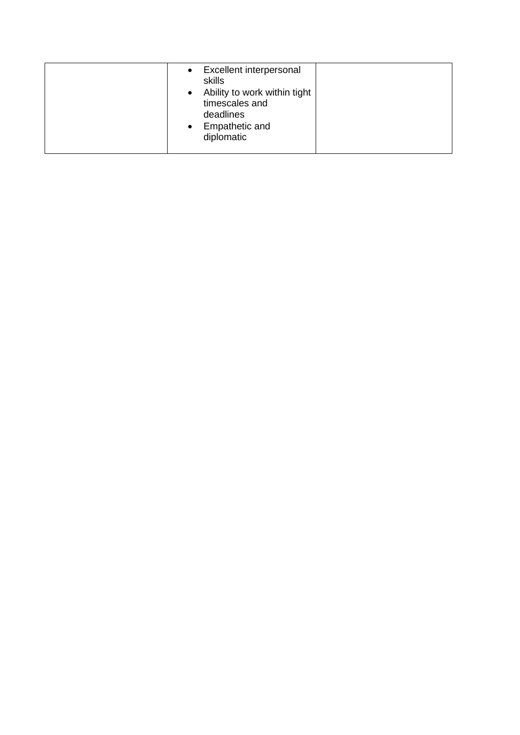| | | |
|---|---|---|
| | • Excellent interpersonal skills<br>• Ability to work within tight timescales and deadlines<br>• Empathetic and diplomatic | |